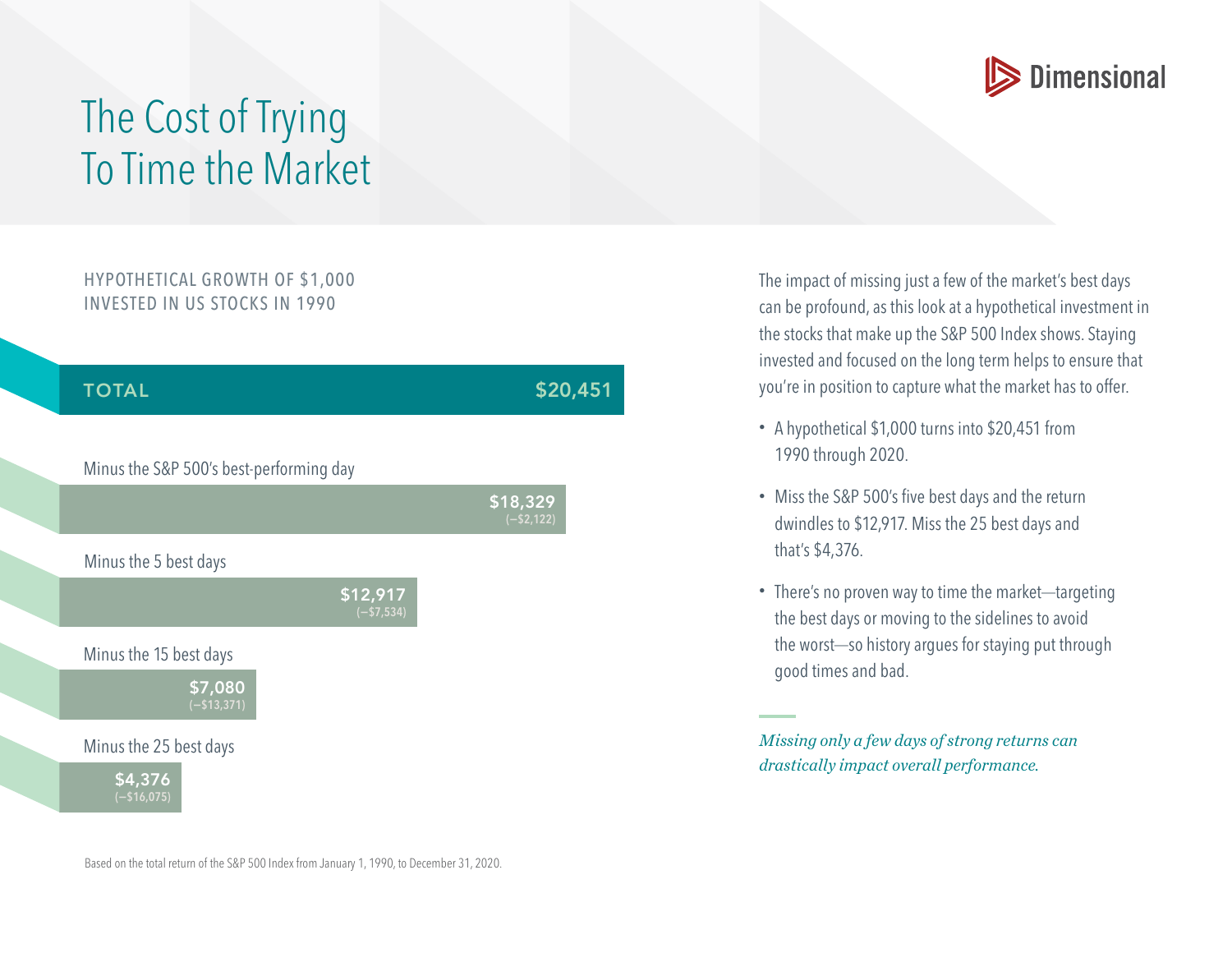Dimensional

# The Cost of Trying To Time the Market

## HYPOTHETICAL GROWTH OF $1,000 INVESTED IN US STOCKS IN 1990

| | Value | Difference |
|---|---|---|
| **TOTAL** | **$20,451** | |
| Minus the S&P 500's best-performing day | **$18,329** | (–$2,122) |
| Minus the 5 best days | **$12,917** | (–$7,534) |
| Minus the 15 best days | **$7,080** | (–$13,371) |
| Minus the 25 best days | **$4,376** | (–$16,075) |

Based on the total return of the S&P 500 Index from January 1, 1990, to December 31, 2020.

The impact of missing just a few of the market's best days can be profound, as this look at a hypothetical investment in the stocks that make up the S&P 500 Index shows. Staying invested and focused on the long term helps to ensure that you're in position to capture what the market has to offer.

- A hypothetical $1,000 turns into $20,451 from 1990 through 2020.
- Miss the S&P 500's five best days and the return dwindles to $12,917. Miss the 25 best days and that's $4,376.
- There's no proven way to time the market—targeting the best days or moving to the sidelines to avoid the worst—so history argues for staying put through good times and bad.

*Missing only a few days of strong returns can drastically impact overall performance.*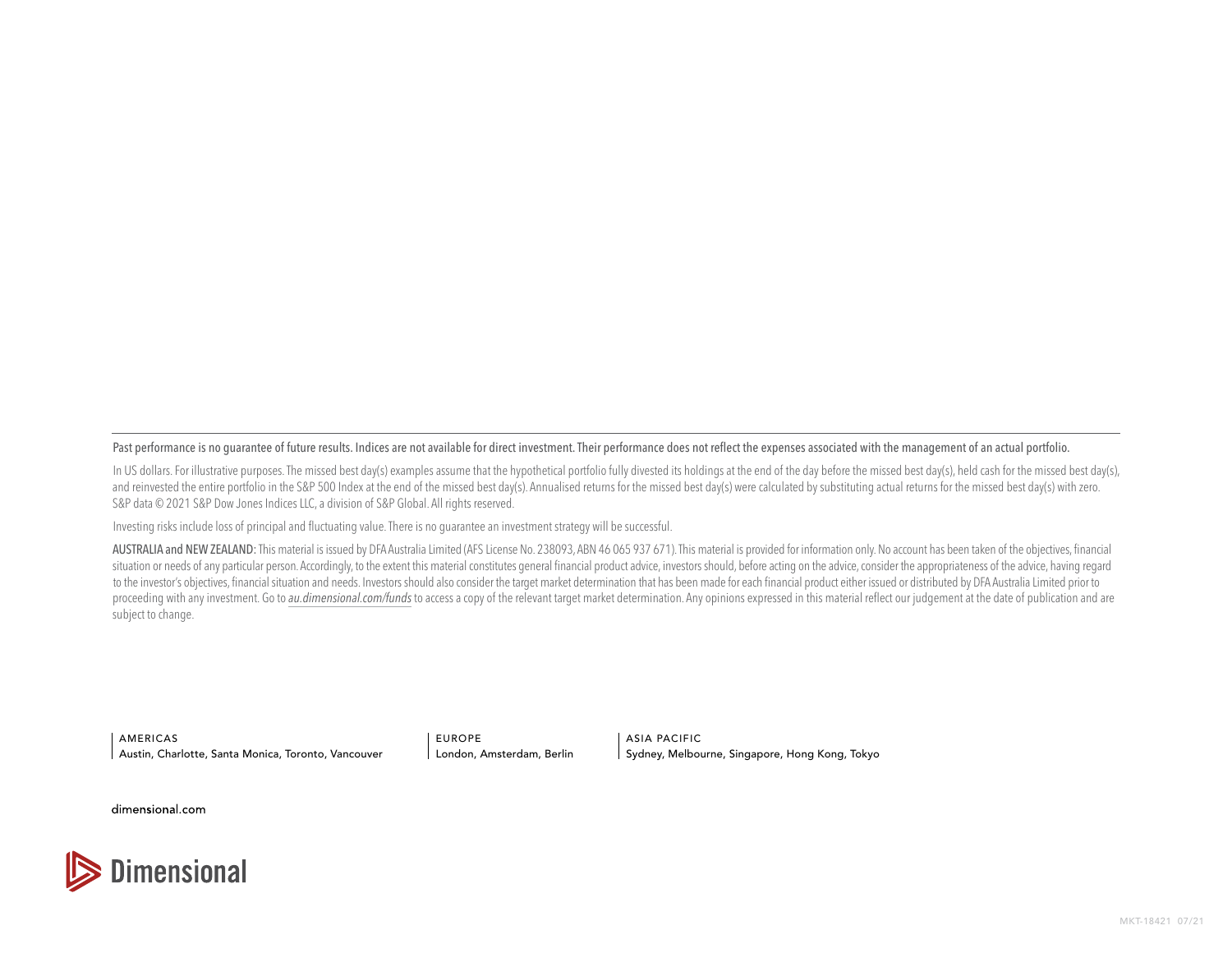Past performance is no guarantee of future results. Indices are not available for direct investment. Their performance does not reflect the expenses associated with the management of an actual portfolio.

In US dollars. For illustrative purposes. The missed best day(s) examples assume that the hypothetical portfolio fully divested its holdings at the end of the day before the missed best day(s), held cash for the missed best day(s), and reinvested the entire portfolio in the S&P 500 Index at the end of the missed best day(s). Annualised returns for the missed best day(s) were calculated by substituting actual returns for the missed best day(s) with zero. S&P data © 2021 S&P Dow Jones Indices LLC, a division of S&P Global. All rights reserved.

Investing risks include loss of principal and fluctuating value. There is no guarantee an investment strategy will be successful.

AUSTRALIA and NEW ZEALAND: This material is issued by DFA Australia Limited (AFS License No. 238093, ABN 46 065 937 671). This material is provided for information only. No account has been taken of the objectives, financial situation or needs of any particular person. Accordingly, to the extent this material constitutes general financial product advice, investors should, before acting on the advice, consider the appropriateness of the advice, having regard to the investor's objectives, financial situation and needs. Investors should also consider the target market determination that has been made for each financial product either issued or distributed by DFA Australia Limited prior to proceeding with any investment. Go to *au.dimensional.com/funds* to access a copy of the relevant target market determination. Any opinions expressed in this material reflect our judgement at the date of publication and are subject to change.

AMERICAS
Austin, Charlotte, Santa Monica, Toronto, Vancouver

EUROPE
London, Amsterdam, Berlin

ASIA PACIFIC
Sydney, Melbourne, Singapore, Hong Kong, Tokyo

dimensional.com

Dimensional

MKT-18421 07/21